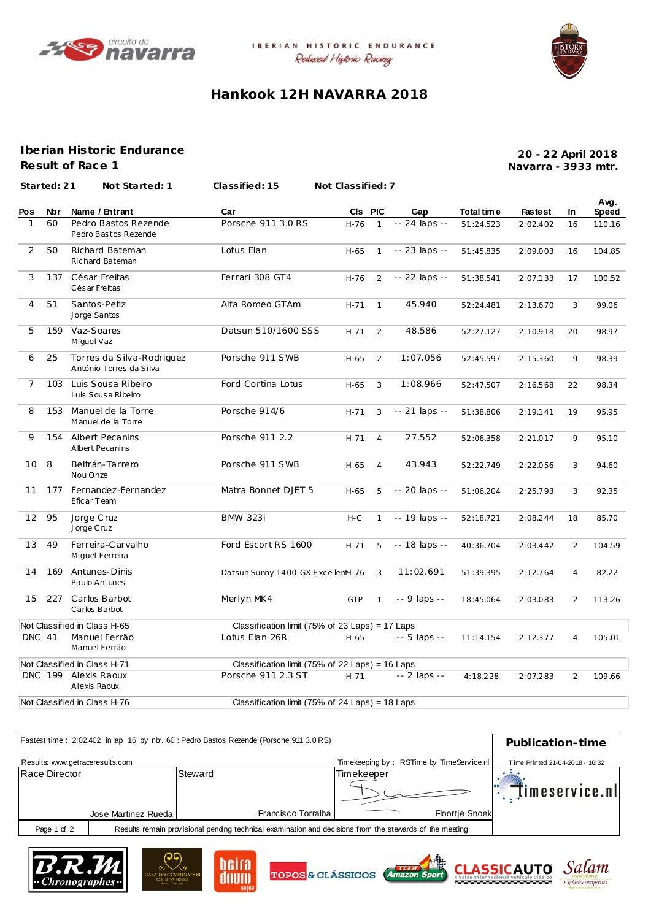IBERIAN HISTORIC ENDURANCE
Relaxed Historic Racing

# Hankook 12H NAVARRA 2018

## Iberian Historic Endurance
## Result of Race 1

**20 - 22 April 2018**
**Navarra - 3933 mtr.**

**Started: 21** **Not Started: 1** **Classified: 15** **Not Classified: 7**

| Pos | Nbr | Name / Entrant | Car | Cls | PIC | Gap | Total time | Fastest | In | Avg. Speed |
|---|---|---|---|---|---|---|---|---|---|---|
| 1 | 60 | Pedro Bastos Rezende<br>Pedro Bastos Rezende | Porsche 911 3.0 RS | H-76 | 1 | -- 24 laps -- | 51:24.523 | 2:02.402 | 16 | 110.16 |
| 2 | 50 | Richard Bateman<br>Richard Bateman | Lotus Elan | H-65 | 1 | -- 23 laps -- | 51:45.835 | 2:09.003 | 16 | 104.85 |
| 3 | 137 | César Freitas<br>César Freitas | Ferrari 308 GT4 | H-76 | 2 | -- 22 laps -- | 51:38.541 | 2:07.133 | 17 | 100.52 |
| 4 | 51 | Santos-Petiz<br>Jorge Santos | Alfa Romeo GTAm | H-71 | 1 | 45.940 | 52:24.481 | 2:13.670 | 3 | 99.06 |
| 5 | 159 | Vaz-Soares<br>Miguel Vaz | Datsun 510/1600 SSS | H-71 | 2 | 48.586 | 52:27.127 | 2:10.918 | 20 | 98.97 |
| 6 | 25 | Torres da Silva-Rodriguez<br>António Torres da Silva | Porsche 911 SWB | H-65 | 2 | 1:07.056 | 52:45.597 | 2:15.360 | 9 | 98.39 |
| 7 | 103 | Luis Sousa Ribeiro<br>Luis Sousa Ribeiro | Ford Cortina Lotus | H-65 | 3 | 1:08.966 | 52:47.507 | 2:16.568 | 22 | 98.34 |
| 8 | 153 | Manuel de la Torre<br>Manuel de la Torre | Porsche 914/6 | H-71 | 3 | -- 21 laps -- | 51:38.806 | 2:19.141 | 19 | 95.95 |
| 9 | 154 | Albert Pecanins<br>Albert Pecanins | Porsche 911 2.2 | H-71 | 4 | 27.552 | 52:06.358 | 2:21.017 | 9 | 95.10 |
| 10 | 8 | Beltrán-Tarrero<br>Nou Onze | Porsche 911 SWB | H-65 | 4 | 43.943 | 52:22.749 | 2:22.056 | 3 | 94.60 |
| 11 | 177 | Fernandez-Fernandez<br>Eficar Team | Matra Bonnet DJET 5 | H-65 | 5 | -- 20 laps -- | 51:06.204 | 2:25.793 | 3 | 92.35 |
| 12 | 95 | Jorge Cruz<br>Jorge Cruz | BMW 323i | H-C | 1 | -- 19 laps -- | 52:18.721 | 2:08.244 | 18 | 85.70 |
| 13 | 49 | Ferreira-Carvalho<br>Miguel Ferreira | Ford Escort RS 1600 | H-71 | 5 | -- 18 laps -- | 40:36.704 | 2:03.442 | 2 | 104.59 |
| 14 | 169 | Antunes-Dinis<br>Paulo Antunes | Datsun Sunny 1400 GX Excellent | H-76 | 3 | 11:02.691 | 51:39.395 | 2:12.764 | 4 | 82.22 |
| 15 | 227 | Carlos Barbot<br>Carlos Barbot | Merlyn MK4 | GTP | 1 | -- 9 laps -- | 18:45.064 | 2:03.083 | 2 | 113.26 |
| Not Classified in Class H-65 | | | Classification limit (75% of 23 Laps) = 17 Laps | | | | | | | |
| DNC | 41 | Manuel Ferrão<br>Manuel Ferrão | Lotus Elan 26R | H-65 | | -- 5 laps -- | 11:14.154 | 2:12.377 | 4 | 105.01 |
| Not Classified in Class H-71 | | | Classification limit (75% of 22 Laps) = 16 Laps | | | | | | | |
| DNC | 199 | Alexis Raoux<br>Alexis Raoux | Porsche 911 2.3 ST | H-71 | | -- 2 laps -- | 4:18.228 | 2:07.283 | 2 | 109.66 |
| Not Classified in Class H-76 | | | Classification limit (75% of 24 Laps) = 18 Laps | | | | | | | |

Fastest time : 2:02.402 in lap 16 by nbr. 60 : Pedro Bastos Rezende (Porsche 911 3.0 RS)

**Publication-time**

Results: www.getraceresults.com

Timekeeping by : RSTime by TimeService.nl

Time Printed 21-04-2018 - 16:32

| Race Director | Steward | Timekeeper |
|---|---|---|
| Jose Martinez Rueda | Francisco Torralba | Floortje Snoek |

Results remain provisional pending technical examination and decisions from the stewards of the meeting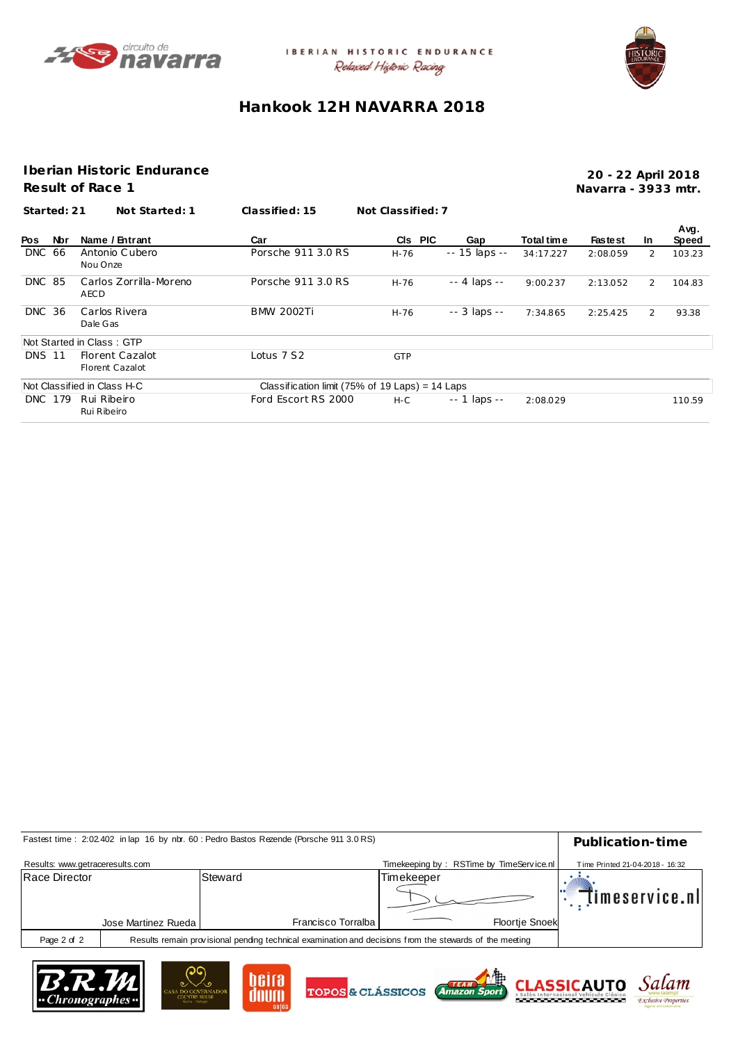IBERIAN HISTORIC ENDURANCE

Relaxed Historic Racing

# Hankook 12H NAVARRA 2018

## Iberian Historic Endurance
## Result of Race 1

**20 - 22 April 2018**
**Navarra - 3933 mtr.**

**Started: 21** **Not Started: 1** **Classified: 15** **Not Classified: 7**

| Pos | Nbr | Name / Entrant | Car | Cls | PIC | Gap | Total time | Fastest | In | Avg. Speed |
|---|---|---|---|---|---|---|---|---|---|---|
| DNC | 66 | Antonio Cubero<br>Nou Onze | Porsche 911 3.0 RS | H-76 | | -- 15 laps -- | 34:17.227 | 2:08.059 | 2 | 103.23 |
| DNC | 85 | Carlos Zorrilla-Moreno<br>AECD | Porsche 911 3.0 RS | H-76 | | -- 4 laps -- | 9:00.237 | 2:13.052 | 2 | 104.83 |
| DNC | 36 | Carlos Rivera<br>Dale Gas | BMW 2002Ti | H-76 | | -- 3 laps -- | 7:34.865 | 2:25.425 | 2 | 93.38 |
| Not Started in Class : GTP | | | | | | | | | | |
| DNS | 11 | Florent Cazalot<br>Florent Cazalot | Lotus 7 S2 | GTP | | | | | | |
| Not Classified in Class H-C | | | Classification limit (75% of 19 Laps) = 14 Laps | | | | | | | |
| DNC | 179 | Rui Ribeiro<br>Rui Ribeiro | Ford Escort RS 2000 | H-C | | -- 1 laps -- | 2:08.029 | | | 110.59 |

Fastest time : 2:02.402 in lap 16 by nbr. 60 : Pedro Bastos Rezende (Porsche 911 3.0 RS)

**Publication-time**

Results: www.getraceresults.com

Timekeeping by : RSTime by TimeService.nl

Time Printed 21-04-2018 - 16:32

| Race Director | Steward | Timekeeper |
|---|---|---|
| Jose Martinez Rueda | Francisco Torralba | Floortje Snoek |

Results remain provisional pending technical examination and decisions from the stewards of the meeting